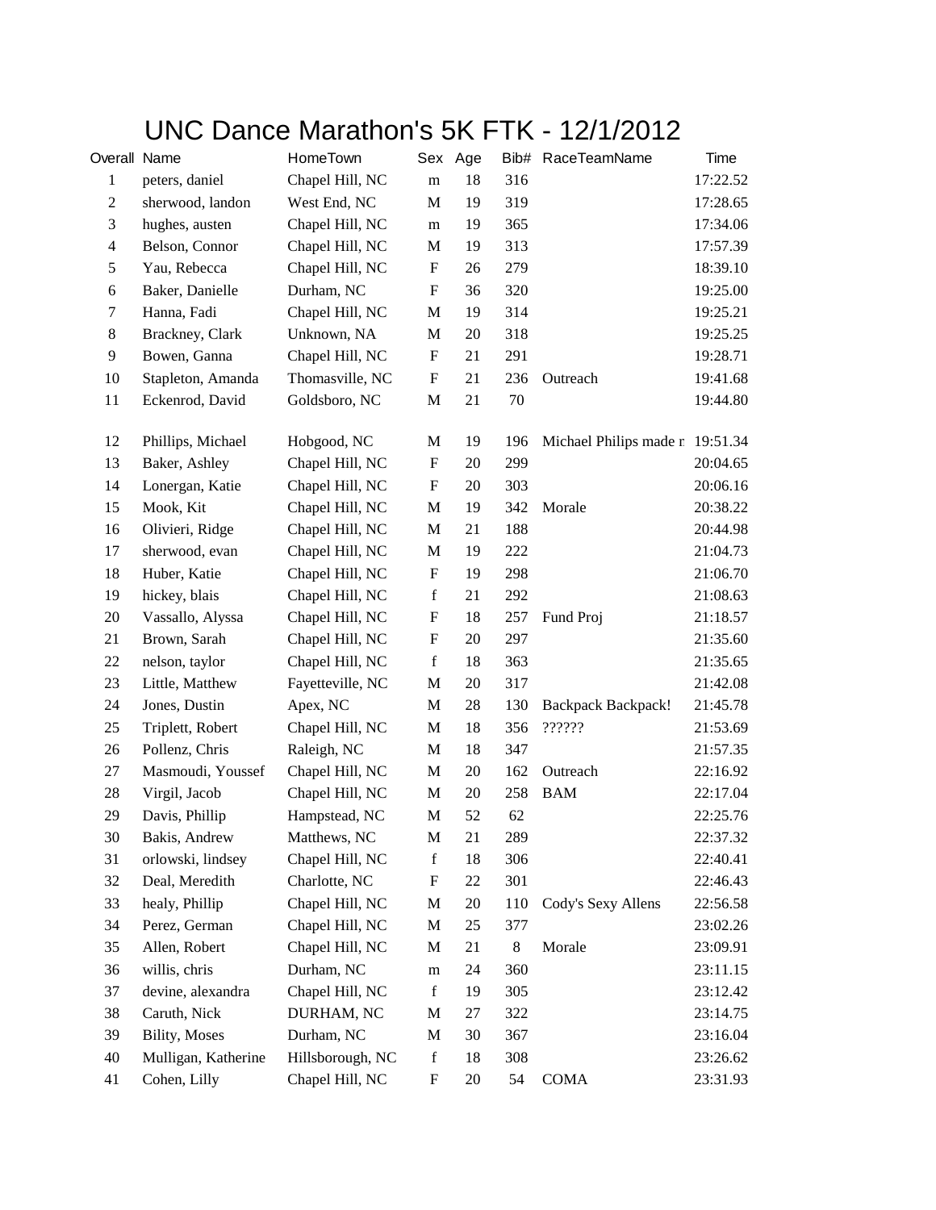# UNC Dance Marathon's 5K FTK - 12/1/2012

| Overall | Name | HomeTown | Sex | Age | Bib# | RaceTeamName | Time |
|---|---|---|---|---|---|---|---|
| 1 | peters, daniel | Chapel Hill, NC | m | 18 | 316 | | 17:22.52 |
| 2 | sherwood, landon | West End, NC | M | 19 | 319 | | 17:28.65 |
| 3 | hughes, austen | Chapel Hill, NC | m | 19 | 365 | | 17:34.06 |
| 4 | Belson, Connor | Chapel Hill, NC | M | 19 | 313 | | 17:57.39 |
| 5 | Yau, Rebecca | Chapel Hill, NC | F | 26 | 279 | | 18:39.10 |
| 6 | Baker, Danielle | Durham, NC | F | 36 | 320 | | 19:25.00 |
| 7 | Hanna, Fadi | Chapel Hill, NC | M | 19 | 314 | | 19:25.21 |
| 8 | Brackney, Clark | Unknown, NA | M | 20 | 318 | | 19:25.25 |
| 9 | Bowen, Ganna | Chapel Hill, NC | F | 21 | 291 | | 19:28.71 |
| 10 | Stapleton, Amanda | Thomasville, NC | F | 21 | 236 | Outreach | 19:41.68 |
| 11 | Eckenrod, David | Goldsboro, NC | M | 21 | 70 | | 19:44.80 |
| 12 | Phillips, Michael | Hobgood, NC | M | 19 | 196 | Michael Philips made r | 19:51.34 |
| 13 | Baker, Ashley | Chapel Hill, NC | F | 20 | 299 | | 20:04.65 |
| 14 | Lonergan, Katie | Chapel Hill, NC | F | 20 | 303 | | 20:06.16 |
| 15 | Mook, Kit | Chapel Hill, NC | M | 19 | 342 | Morale | 20:38.22 |
| 16 | Olivieri, Ridge | Chapel Hill, NC | M | 21 | 188 | | 20:44.98 |
| 17 | sherwood, evan | Chapel Hill, NC | M | 19 | 222 | | 21:04.73 |
| 18 | Huber, Katie | Chapel Hill, NC | F | 19 | 298 | | 21:06.70 |
| 19 | hickey, blais | Chapel Hill, NC | f | 21 | 292 | | 21:08.63 |
| 20 | Vassallo, Alyssa | Chapel Hill, NC | F | 18 | 257 | Fund Proj | 21:18.57 |
| 21 | Brown, Sarah | Chapel Hill, NC | F | 20 | 297 | | 21:35.60 |
| 22 | nelson, taylor | Chapel Hill, NC | f | 18 | 363 | | 21:35.65 |
| 23 | Little, Matthew | Fayetteville, NC | M | 20 | 317 | | 21:42.08 |
| 24 | Jones, Dustin | Apex, NC | M | 28 | 130 | Backpack Backpack! | 21:45.78 |
| 25 | Triplett, Robert | Chapel Hill, NC | M | 18 | 356 | ?????? | 21:53.69 |
| 26 | Pollenz, Chris | Raleigh, NC | M | 18 | 347 | | 21:57.35 |
| 27 | Masmoudi, Youssef | Chapel Hill, NC | M | 20 | 162 | Outreach | 22:16.92 |
| 28 | Virgil, Jacob | Chapel Hill, NC | M | 20 | 258 | BAM | 22:17.04 |
| 29 | Davis, Phillip | Hampstead, NC | M | 52 | 62 | | 22:25.76 |
| 30 | Bakis, Andrew | Matthews, NC | M | 21 | 289 | | 22:37.32 |
| 31 | orlowski, lindsey | Chapel Hill, NC | f | 18 | 306 | | 22:40.41 |
| 32 | Deal, Meredith | Charlotte, NC | F | 22 | 301 | | 22:46.43 |
| 33 | healy, Phillip | Chapel Hill, NC | M | 20 | 110 | Cody's Sexy Allens | 22:56.58 |
| 34 | Perez, German | Chapel Hill, NC | M | 25 | 377 | | 23:02.26 |
| 35 | Allen, Robert | Chapel Hill, NC | M | 21 | 8 | Morale | 23:09.91 |
| 36 | willis, chris | Durham, NC | m | 24 | 360 | | 23:11.15 |
| 37 | devine, alexandra | Chapel Hill, NC | f | 19 | 305 | | 23:12.42 |
| 38 | Caruth, Nick | DURHAM, NC | M | 27 | 322 | | 23:14.75 |
| 39 | Bility, Moses | Durham, NC | M | 30 | 367 | | 23:16.04 |
| 40 | Mulligan, Katherine | Hillsborough, NC | f | 18 | 308 | | 23:26.62 |
| 41 | Cohen, Lilly | Chapel Hill, NC | F | 20 | 54 | COMA | 23:31.93 |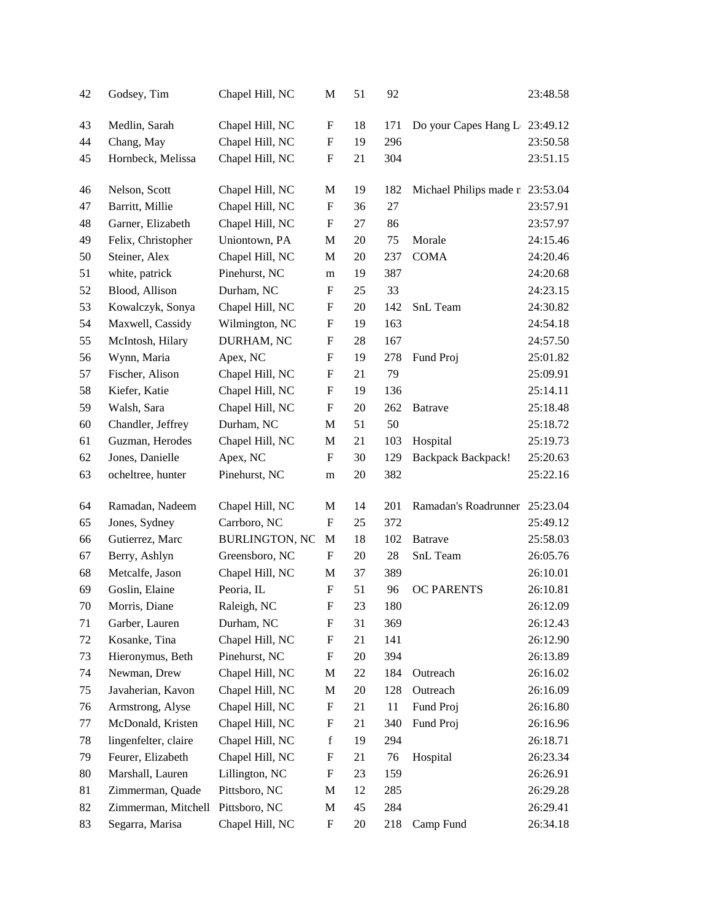| | | | | | | | |
|---|---|---|---|---|---|---|---|
| 42 | Godsey, Tim | Chapel Hill, NC | M | 51 | 92 | | 23:48.58 |
| 43 | Medlin, Sarah | Chapel Hill, NC | F | 18 | 171 | Do your Capes Hang L | 23:49.12 |
| 44 | Chang, May | Chapel Hill, NC | F | 19 | 296 | | 23:50.58 |
| 45 | Hornbeck, Melissa | Chapel Hill, NC | F | 21 | 304 | | 23:51.15 |
| 46 | Nelson, Scott | Chapel Hill, NC | M | 19 | 182 | Michael Philips made r | 23:53.04 |
| 47 | Barritt, Millie | Chapel Hill, NC | F | 36 | 27 | | 23:57.91 |
| 48 | Garner, Elizabeth | Chapel Hill, NC | F | 27 | 86 | | 23:57.97 |
| 49 | Felix, Christopher | Uniontown, PA | M | 20 | 75 | Morale | 24:15.46 |
| 50 | Steiner, Alex | Chapel Hill, NC | M | 20 | 237 | COMA | 24:20.46 |
| 51 | white, patrick | Pinehurst, NC | m | 19 | 387 | | 24:20.68 |
| 52 | Blood, Allison | Durham, NC | F | 25 | 33 | | 24:23.15 |
| 53 | Kowalczyk, Sonya | Chapel Hill, NC | F | 20 | 142 | SnL Team | 24:30.82 |
| 54 | Maxwell, Cassidy | Wilmington, NC | F | 19 | 163 | | 24:54.18 |
| 55 | McIntosh, Hilary | DURHAM, NC | F | 28 | 167 | | 24:57.50 |
| 56 | Wynn, Maria | Apex, NC | F | 19 | 278 | Fund Proj | 25:01.82 |
| 57 | Fischer, Alison | Chapel Hill, NC | F | 21 | 79 | | 25:09.91 |
| 58 | Kiefer, Katie | Chapel Hill, NC | F | 19 | 136 | | 25:14.11 |
| 59 | Walsh, Sara | Chapel Hill, NC | F | 20 | 262 | Batrave | 25:18.48 |
| 60 | Chandler, Jeffrey | Durham, NC | M | 51 | 50 | | 25:18.72 |
| 61 | Guzman, Herodes | Chapel Hill, NC | M | 21 | 103 | Hospital | 25:19.73 |
| 62 | Jones, Danielle | Apex, NC | F | 30 | 129 | Backpack Backpack! | 25:20.63 |
| 63 | ocheltree, hunter | Pinehurst, NC | m | 20 | 382 | | 25:22.16 |
| 64 | Ramadan, Nadeem | Chapel Hill, NC | M | 14 | 201 | Ramadan's Roadrunner | 25:23.04 |
| 65 | Jones, Sydney | Carrboro, NC | F | 25 | 372 | | 25:49.12 |
| 66 | Gutierrez, Marc | BURLINGTON, NC | M | 18 | 102 | Batrave | 25:58.03 |
| 67 | Berry, Ashlyn | Greensboro, NC | F | 20 | 28 | SnL Team | 26:05.76 |
| 68 | Metcalfe, Jason | Chapel Hill, NC | M | 37 | 389 | | 26:10.01 |
| 69 | Goslin, Elaine | Peoria, IL | F | 51 | 96 | OC PARENTS | 26:10.81 |
| 70 | Morris, Diane | Raleigh, NC | F | 23 | 180 | | 26:12.09 |
| 71 | Garber, Lauren | Durham, NC | F | 31 | 369 | | 26:12.43 |
| 72 | Kosanke, Tina | Chapel Hill, NC | F | 21 | 141 | | 26:12.90 |
| 73 | Hieronymus, Beth | Pinehurst, NC | F | 20 | 394 | | 26:13.89 |
| 74 | Newman, Drew | Chapel Hill, NC | M | 22 | 184 | Outreach | 26:16.02 |
| 75 | Javaherian, Kavon | Chapel Hill, NC | M | 20 | 128 | Outreach | 26:16.09 |
| 76 | Armstrong, Alyse | Chapel Hill, NC | F | 21 | 11 | Fund Proj | 26:16.80 |
| 77 | McDonald, Kristen | Chapel Hill, NC | F | 21 | 340 | Fund Proj | 26:16.96 |
| 78 | lingenfelter, claire | Chapel Hill, NC | f | 19 | 294 | | 26:18.71 |
| 79 | Feurer, Elizabeth | Chapel Hill, NC | F | 21 | 76 | Hospital | 26:23.34 |
| 80 | Marshall, Lauren | Lillington, NC | F | 23 | 159 | | 26:26.91 |
| 81 | Zimmerman, Quade | Pittsboro, NC | M | 12 | 285 | | 26:29.28 |
| 82 | Zimmerman, Mitchell | Pittsboro, NC | M | 45 | 284 | | 26:29.41 |
| 83 | Segarra, Marisa | Chapel Hill, NC | F | 20 | 218 | Camp Fund | 26:34.18 |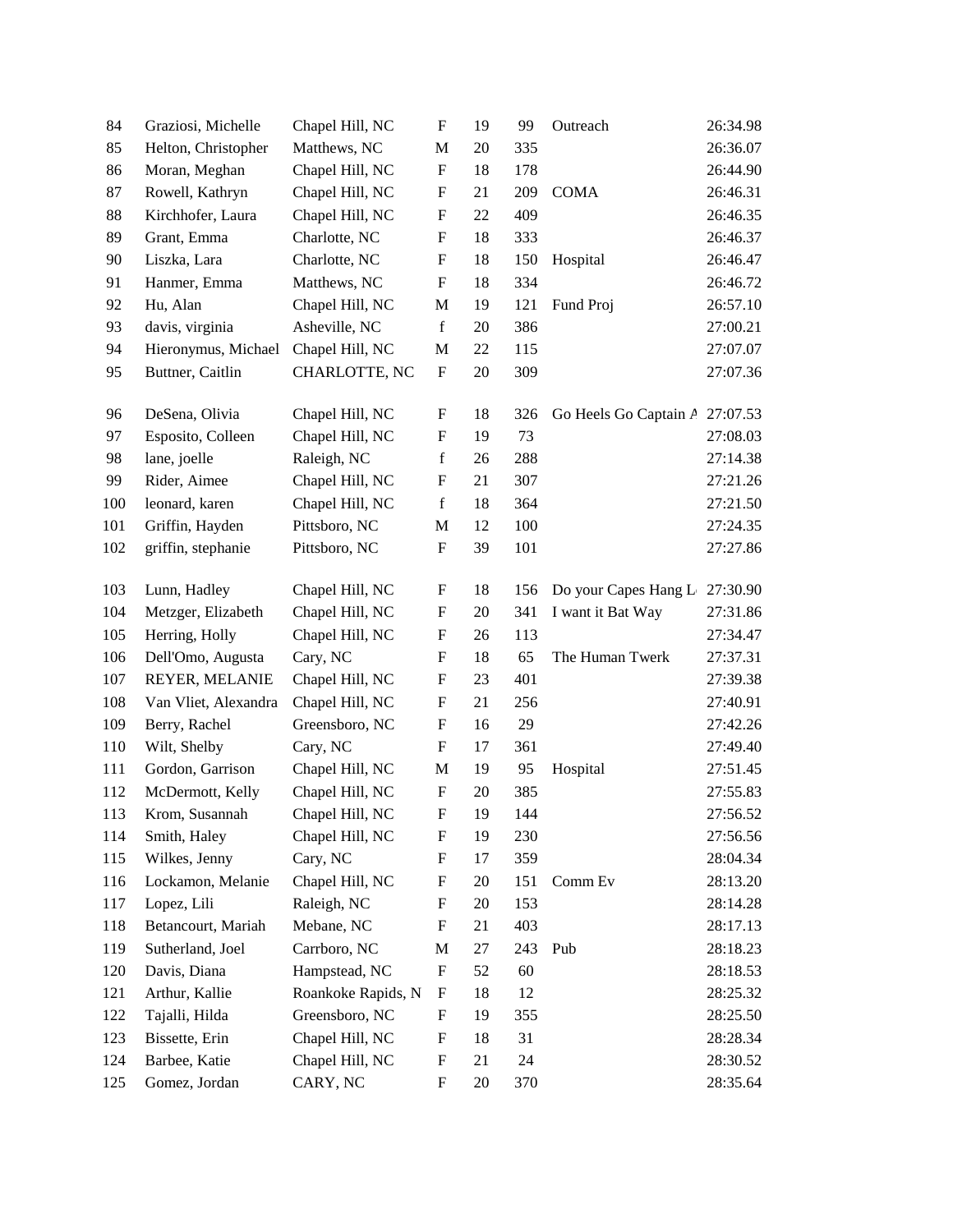| | | | | | | | |
|---|---|---|---|---|---|---|---|
| 84 | Graziosi, Michelle | Chapel Hill, NC | F | 19 | 99 | Outreach | 26:34.98 |
| 85 | Helton, Christopher | Matthews, NC | M | 20 | 335 | | 26:36.07 |
| 86 | Moran, Meghan | Chapel Hill, NC | F | 18 | 178 | | 26:44.90 |
| 87 | Rowell, Kathryn | Chapel Hill, NC | F | 21 | 209 | COMA | 26:46.31 |
| 88 | Kirchhofer, Laura | Chapel Hill, NC | F | 22 | 409 | | 26:46.35 |
| 89 | Grant, Emma | Charlotte, NC | F | 18 | 333 | | 26:46.37 |
| 90 | Liszka, Lara | Charlotte, NC | F | 18 | 150 | Hospital | 26:46.47 |
| 91 | Hanmer, Emma | Matthews, NC | F | 18 | 334 | | 26:46.72 |
| 92 | Hu, Alan | Chapel Hill, NC | M | 19 | 121 | Fund Proj | 26:57.10 |
| 93 | davis, virginia | Asheville, NC | f | 20 | 386 | | 27:00.21 |
| 94 | Hieronymus, Michael | Chapel Hill, NC | M | 22 | 115 | | 27:07.07 |
| 95 | Buttner, Caitlin | CHARLOTTE, NC | F | 20 | 309 | | 27:07.36 |
| 96 | DeSena, Olivia | Chapel Hill, NC | F | 18 | 326 | Go Heels Go Captain A | 27:07.53 |
| 97 | Esposito, Colleen | Chapel Hill, NC | F | 19 | 73 | | 27:08.03 |
| 98 | lane, joelle | Raleigh, NC | f | 26 | 288 | | 27:14.38 |
| 99 | Rider, Aimee | Chapel Hill, NC | F | 21 | 307 | | 27:21.26 |
| 100 | leonard, karen | Chapel Hill, NC | f | 18 | 364 | | 27:21.50 |
| 101 | Griffin, Hayden | Pittsboro, NC | M | 12 | 100 | | 27:24.35 |
| 102 | griffin, stephanie | Pittsboro, NC | F | 39 | 101 | | 27:27.86 |
| 103 | Lunn, Hadley | Chapel Hill, NC | F | 18 | 156 | Do your Capes Hang L | 27:30.90 |
| 104 | Metzger, Elizabeth | Chapel Hill, NC | F | 20 | 341 | I want it Bat Way | 27:31.86 |
| 105 | Herring, Holly | Chapel Hill, NC | F | 26 | 113 | | 27:34.47 |
| 106 | Dell'Omo, Augusta | Cary, NC | F | 18 | 65 | The Human Twerk | 27:37.31 |
| 107 | REYER, MELANIE | Chapel Hill, NC | F | 23 | 401 | | 27:39.38 |
| 108 | Van Vliet, Alexandra | Chapel Hill, NC | F | 21 | 256 | | 27:40.91 |
| 109 | Berry, Rachel | Greensboro, NC | F | 16 | 29 | | 27:42.26 |
| 110 | Wilt, Shelby | Cary, NC | F | 17 | 361 | | 27:49.40 |
| 111 | Gordon, Garrison | Chapel Hill, NC | M | 19 | 95 | Hospital | 27:51.45 |
| 112 | McDermott, Kelly | Chapel Hill, NC | F | 20 | 385 | | 27:55.83 |
| 113 | Krom, Susannah | Chapel Hill, NC | F | 19 | 144 | | 27:56.52 |
| 114 | Smith, Haley | Chapel Hill, NC | F | 19 | 230 | | 27:56.56 |
| 115 | Wilkes, Jenny | Cary, NC | F | 17 | 359 | | 28:04.34 |
| 116 | Lockamon, Melanie | Chapel Hill, NC | F | 20 | 151 | Comm Ev | 28:13.20 |
| 117 | Lopez, Lili | Raleigh, NC | F | 20 | 153 | | 28:14.28 |
| 118 | Betancourt, Mariah | Mebane, NC | F | 21 | 403 | | 28:17.13 |
| 119 | Sutherland, Joel | Carrboro, NC | M | 27 | 243 | Pub | 28:18.23 |
| 120 | Davis, Diana | Hampstead, NC | F | 52 | 60 | | 28:18.53 |
| 121 | Arthur, Kallie | Roankoke Rapids, N | F | 18 | 12 | | 28:25.32 |
| 122 | Tajalli, Hilda | Greensboro, NC | F | 19 | 355 | | 28:25.50 |
| 123 | Bissette, Erin | Chapel Hill, NC | F | 18 | 31 | | 28:28.34 |
| 124 | Barbee, Katie | Chapel Hill, NC | F | 21 | 24 | | 28:30.52 |
| 125 | Gomez, Jordan | CARY, NC | F | 20 | 370 | | 28:35.64 |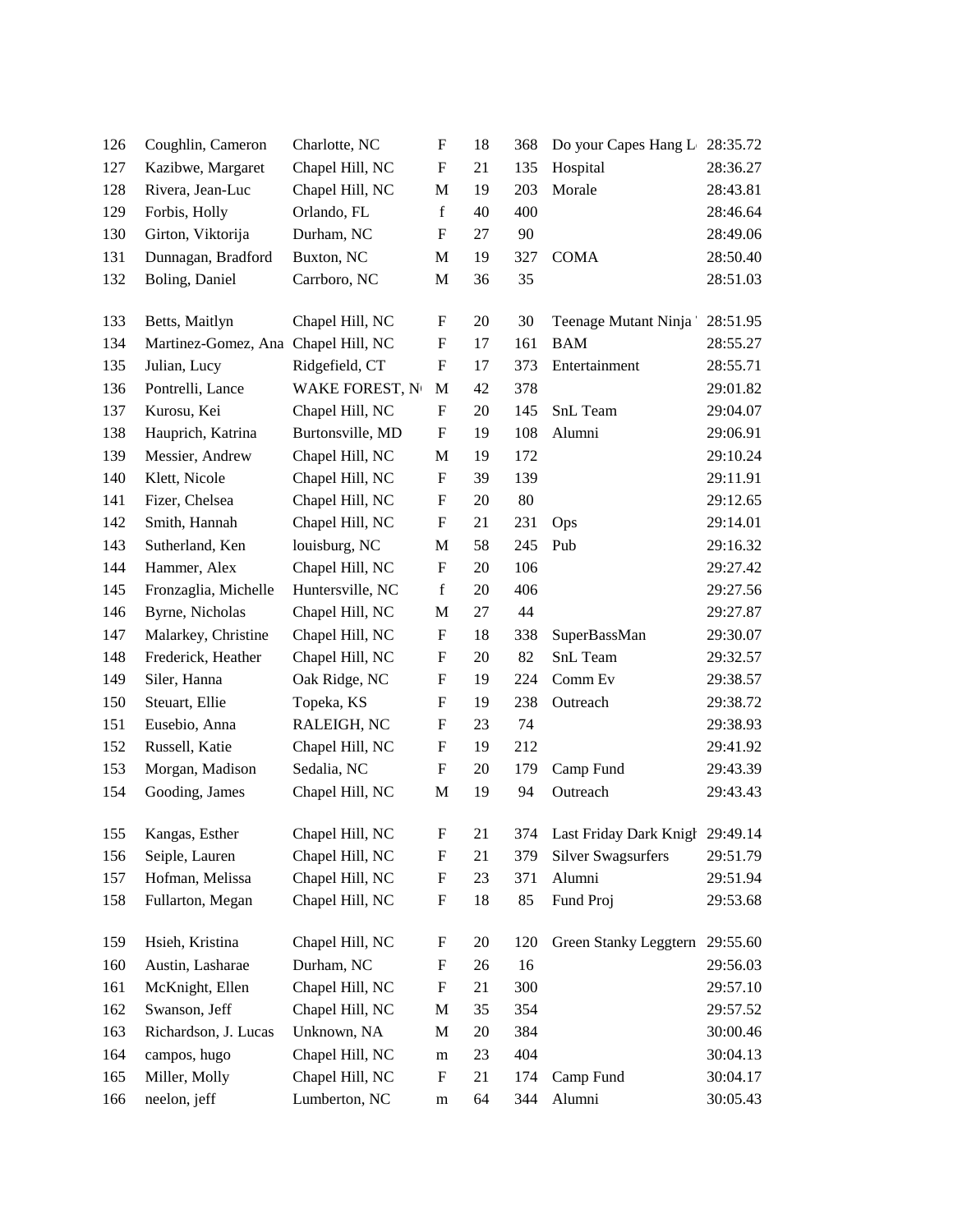| | | | | | | | |
|---|---|---|---|---|---|---|---|
| 126 | Coughlin, Cameron | Charlotte, NC | F | 18 | 368 | Do your Capes Hang L | 28:35.72 |
| 127 | Kazibwe, Margaret | Chapel Hill, NC | F | 21 | 135 | Hospital | 28:36.27 |
| 128 | Rivera, Jean-Luc | Chapel Hill, NC | M | 19 | 203 | Morale | 28:43.81 |
| 129 | Forbis, Holly | Orlando, FL | f | 40 | 400 | | 28:46.64 |
| 130 | Girton, Viktorija | Durham, NC | F | 27 | 90 | | 28:49.06 |
| 131 | Dunnagan, Bradford | Buxton, NC | M | 19 | 327 | COMA | 28:50.40 |
| 132 | Boling, Daniel | Carrboro, NC | M | 36 | 35 | | 28:51.03 |
| 133 | Betts, Maitlyn | Chapel Hill, NC | F | 20 | 30 | Teenage Mutant Ninja | 28:51.95 |
| 134 | Martinez-Gomez, Ana | Chapel Hill, NC | F | 17 | 161 | BAM | 28:55.27 |
| 135 | Julian, Lucy | Ridgefield, CT | F | 17 | 373 | Entertainment | 28:55.71 |
| 136 | Pontrelli, Lance | WAKE FOREST, N | M | 42 | 378 | | 29:01.82 |
| 137 | Kurosu, Kei | Chapel Hill, NC | F | 20 | 145 | SnL Team | 29:04.07 |
| 138 | Hauprich, Katrina | Burtonsville, MD | F | 19 | 108 | Alumni | 29:06.91 |
| 139 | Messier, Andrew | Chapel Hill, NC | M | 19 | 172 | | 29:10.24 |
| 140 | Klett, Nicole | Chapel Hill, NC | F | 39 | 139 | | 29:11.91 |
| 141 | Fizer, Chelsea | Chapel Hill, NC | F | 20 | 80 | | 29:12.65 |
| 142 | Smith, Hannah | Chapel Hill, NC | F | 21 | 231 | Ops | 29:14.01 |
| 143 | Sutherland, Ken | louisburg, NC | M | 58 | 245 | Pub | 29:16.32 |
| 144 | Hammer, Alex | Chapel Hill, NC | F | 20 | 106 | | 29:27.42 |
| 145 | Fronzaglia, Michelle | Huntersville, NC | f | 20 | 406 | | 29:27.56 |
| 146 | Byrne, Nicholas | Chapel Hill, NC | M | 27 | 44 | | 29:27.87 |
| 147 | Malarkey, Christine | Chapel Hill, NC | F | 18 | 338 | SuperBassMan | 29:30.07 |
| 148 | Frederick, Heather | Chapel Hill, NC | F | 20 | 82 | SnL Team | 29:32.57 |
| 149 | Siler, Hanna | Oak Ridge, NC | F | 19 | 224 | Comm Ev | 29:38.57 |
| 150 | Steuart, Ellie | Topeka, KS | F | 19 | 238 | Outreach | 29:38.72 |
| 151 | Eusebio, Anna | RALEIGH, NC | F | 23 | 74 | | 29:38.93 |
| 152 | Russell, Katie | Chapel Hill, NC | F | 19 | 212 | | 29:41.92 |
| 153 | Morgan, Madison | Sedalia, NC | F | 20 | 179 | Camp Fund | 29:43.39 |
| 154 | Gooding, James | Chapel Hill, NC | M | 19 | 94 | Outreach | 29:43.43 |
| 155 | Kangas, Esther | Chapel Hill, NC | F | 21 | 374 | Last Friday Dark Knigh | 29:49.14 |
| 156 | Seiple, Lauren | Chapel Hill, NC | F | 21 | 379 | Silver Swagsurfers | 29:51.79 |
| 157 | Hofman, Melissa | Chapel Hill, NC | F | 23 | 371 | Alumni | 29:51.94 |
| 158 | Fullarton, Megan | Chapel Hill, NC | F | 18 | 85 | Fund Proj | 29:53.68 |
| 159 | Hsieh, Kristina | Chapel Hill, NC | F | 20 | 120 | Green Stanky Leggtern | 29:55.60 |
| 160 | Austin, Lasharae | Durham, NC | F | 26 | 16 | | 29:56.03 |
| 161 | McKnight, Ellen | Chapel Hill, NC | F | 21 | 300 | | 29:57.10 |
| 162 | Swanson, Jeff | Chapel Hill, NC | M | 35 | 354 | | 29:57.52 |
| 163 | Richardson, J. Lucas | Unknown, NA | M | 20 | 384 | | 30:00.46 |
| 164 | campos, hugo | Chapel Hill, NC | m | 23 | 404 | | 30:04.13 |
| 165 | Miller, Molly | Chapel Hill, NC | F | 21 | 174 | Camp Fund | 30:04.17 |
| 166 | neelon, jeff | Lumberton, NC | m | 64 | 344 | Alumni | 30:05.43 |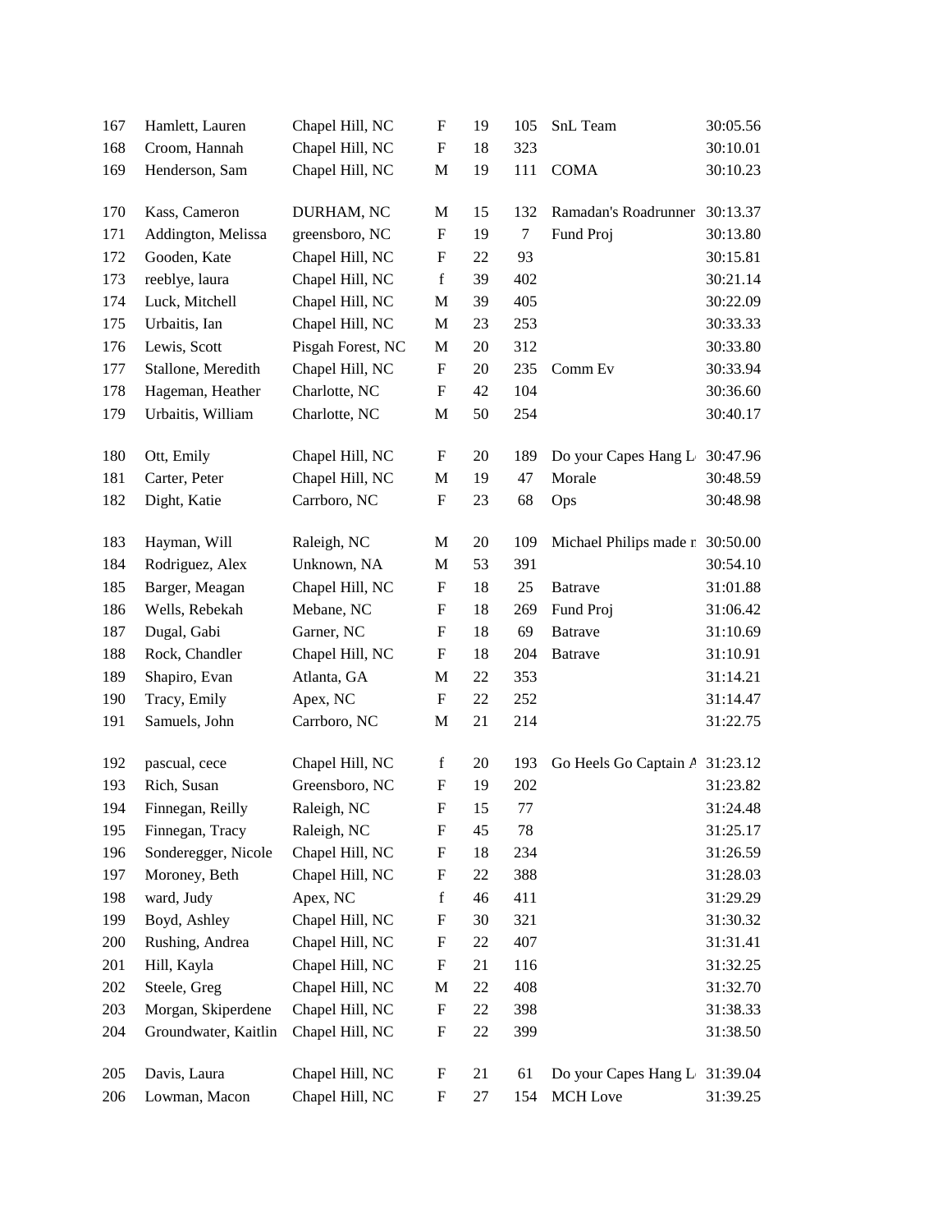| | | | | | | | |
|---|---|---|---|---|---|---|---|
| 167 | Hamlett, Lauren | Chapel Hill, NC | F | 19 | 105 | SnL Team | 30:05.56 |
| 168 | Croom, Hannah | Chapel Hill, NC | F | 18 | 323 | | 30:10.01 |
| 169 | Henderson, Sam | Chapel Hill, NC | M | 19 | 111 | COMA | 30:10.23 |
| 170 | Kass, Cameron | DURHAM, NC | M | 15 | 132 | Ramadan's Roadrunner | 30:13.37 |
| 171 | Addington, Melissa | greensboro, NC | F | 19 | 7 | Fund Proj | 30:13.80 |
| 172 | Gooden, Kate | Chapel Hill, NC | F | 22 | 93 | | 30:15.81 |
| 173 | reeblye, laura | Chapel Hill, NC | f | 39 | 402 | | 30:21.14 |
| 174 | Luck, Mitchell | Chapel Hill, NC | M | 39 | 405 | | 30:22.09 |
| 175 | Urbaitis, Ian | Chapel Hill, NC | M | 23 | 253 | | 30:33.33 |
| 176 | Lewis, Scott | Pisgah Forest, NC | M | 20 | 312 | | 30:33.80 |
| 177 | Stallone, Meredith | Chapel Hill, NC | F | 20 | 235 | Comm Ev | 30:33.94 |
| 178 | Hageman, Heather | Charlotte, NC | F | 42 | 104 | | 30:36.60 |
| 179 | Urbaitis, William | Charlotte, NC | M | 50 | 254 | | 30:40.17 |
| 180 | Ott, Emily | Chapel Hill, NC | F | 20 | 189 | Do your Capes Hang L | 30:47.96 |
| 181 | Carter, Peter | Chapel Hill, NC | M | 19 | 47 | Morale | 30:48.59 |
| 182 | Dight, Katie | Carrboro, NC | F | 23 | 68 | Ops | 30:48.98 |
| 183 | Hayman, Will | Raleigh, NC | M | 20 | 109 | Michael Philips made r | 30:50.00 |
| 184 | Rodriguez, Alex | Unknown, NA | M | 53 | 391 | | 30:54.10 |
| 185 | Barger, Meagan | Chapel Hill, NC | F | 18 | 25 | Batrave | 31:01.88 |
| 186 | Wells, Rebekah | Mebane, NC | F | 18 | 269 | Fund Proj | 31:06.42 |
| 187 | Dugal, Gabi | Garner, NC | F | 18 | 69 | Batrave | 31:10.69 |
| 188 | Rock, Chandler | Chapel Hill, NC | F | 18 | 204 | Batrave | 31:10.91 |
| 189 | Shapiro, Evan | Atlanta, GA | M | 22 | 353 | | 31:14.21 |
| 190 | Tracy, Emily | Apex, NC | F | 22 | 252 | | 31:14.47 |
| 191 | Samuels, John | Carrboro, NC | M | 21 | 214 | | 31:22.75 |
| 192 | pascual, cece | Chapel Hill, NC | f | 20 | 193 | Go Heels Go Captain A | 31:23.12 |
| 193 | Rich, Susan | Greensboro, NC | F | 19 | 202 | | 31:23.82 |
| 194 | Finnegan, Reilly | Raleigh, NC | F | 15 | 77 | | 31:24.48 |
| 195 | Finnegan, Tracy | Raleigh, NC | F | 45 | 78 | | 31:25.17 |
| 196 | Sonderegger, Nicole | Chapel Hill, NC | F | 18 | 234 | | 31:26.59 |
| 197 | Moroney, Beth | Chapel Hill, NC | F | 22 | 388 | | 31:28.03 |
| 198 | ward, Judy | Apex, NC | f | 46 | 411 | | 31:29.29 |
| 199 | Boyd, Ashley | Chapel Hill, NC | F | 30 | 321 | | 31:30.32 |
| 200 | Rushing, Andrea | Chapel Hill, NC | F | 22 | 407 | | 31:31.41 |
| 201 | Hill, Kayla | Chapel Hill, NC | F | 21 | 116 | | 31:32.25 |
| 202 | Steele, Greg | Chapel Hill, NC | M | 22 | 408 | | 31:32.70 |
| 203 | Morgan, Skiperdene | Chapel Hill, NC | F | 22 | 398 | | 31:38.33 |
| 204 | Groundwater, Kaitlin | Chapel Hill, NC | F | 22 | 399 | | 31:38.50 |
| 205 | Davis, Laura | Chapel Hill, NC | F | 21 | 61 | Do your Capes Hang L | 31:39.04 |
| 206 | Lowman, Macon | Chapel Hill, NC | F | 27 | 154 | MCH Love | 31:39.25 |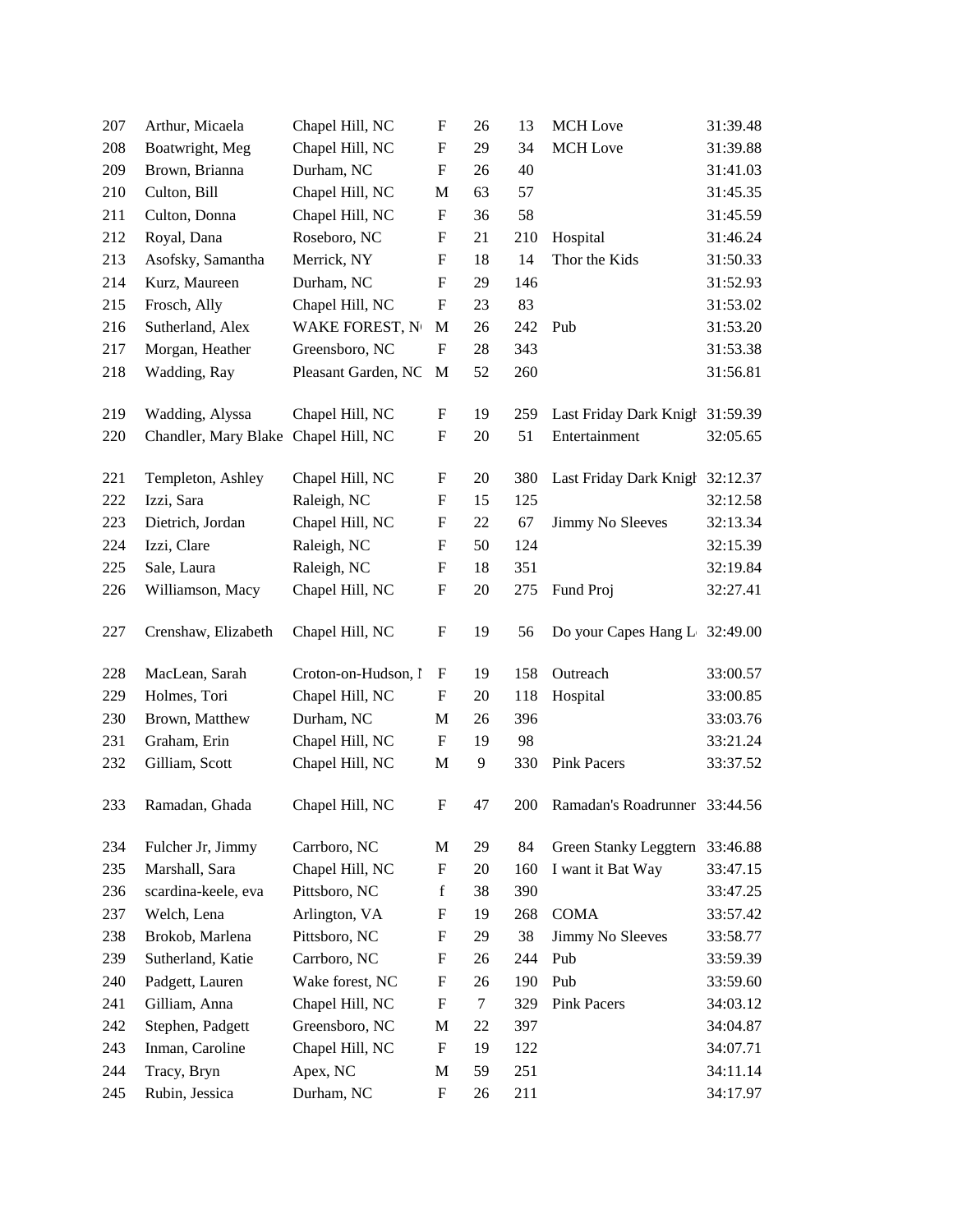| | | | | | | | |
|---|---|---|---|---|---|---|---|
| 207 | Arthur, Micaela | Chapel Hill, NC | F | 26 | 13 | MCH Love | 31:39.48 |
| 208 | Boatwright, Meg | Chapel Hill, NC | F | 29 | 34 | MCH Love | 31:39.88 |
| 209 | Brown, Brianna | Durham, NC | F | 26 | 40 | | 31:41.03 |
| 210 | Culton, Bill | Chapel Hill, NC | M | 63 | 57 | | 31:45.35 |
| 211 | Culton, Donna | Chapel Hill, NC | F | 36 | 58 | | 31:45.59 |
| 212 | Royal, Dana | Roseboro, NC | F | 21 | 210 | Hospital | 31:46.24 |
| 213 | Asofsky, Samantha | Merrick, NY | F | 18 | 14 | Thor the Kids | 31:50.33 |
| 214 | Kurz, Maureen | Durham, NC | F | 29 | 146 | | 31:52.93 |
| 215 | Frosch, Ally | Chapel Hill, NC | F | 23 | 83 | | 31:53.02 |
| 216 | Sutherland, Alex | WAKE FOREST, N | M | 26 | 242 | Pub | 31:53.20 |
| 217 | Morgan, Heather | Greensboro, NC | F | 28 | 343 | | 31:53.38 |
| 218 | Wadding, Ray | Pleasant Garden, NC | M | 52 | 260 | | 31:56.81 |
| 219 | Wadding, Alyssa | Chapel Hill, NC | F | 19 | 259 | Last Friday Dark Knigh | 31:59.39 |
| 220 | Chandler, Mary Blake | Chapel Hill, NC | F | 20 | 51 | Entertainment | 32:05.65 |
| 221 | Templeton, Ashley | Chapel Hill, NC | F | 20 | 380 | Last Friday Dark Knigh | 32:12.37 |
| 222 | Izzi, Sara | Raleigh, NC | F | 15 | 125 | | 32:12.58 |
| 223 | Dietrich, Jordan | Chapel Hill, NC | F | 22 | 67 | Jimmy No Sleeves | 32:13.34 |
| 224 | Izzi, Clare | Raleigh, NC | F | 50 | 124 | | 32:15.39 |
| 225 | Sale, Laura | Raleigh, NC | F | 18 | 351 | | 32:19.84 |
| 226 | Williamson, Macy | Chapel Hill, NC | F | 20 | 275 | Fund Proj | 32:27.41 |
| 227 | Crenshaw, Elizabeth | Chapel Hill, NC | F | 19 | 56 | Do your Capes Hang L | 32:49.00 |
| 228 | MacLean, Sarah | Croton-on-Hudson, N | F | 19 | 158 | Outreach | 33:00.57 |
| 229 | Holmes, Tori | Chapel Hill, NC | F | 20 | 118 | Hospital | 33:00.85 |
| 230 | Brown, Matthew | Durham, NC | M | 26 | 396 | | 33:03.76 |
| 231 | Graham, Erin | Chapel Hill, NC | F | 19 | 98 | | 33:21.24 |
| 232 | Gilliam, Scott | Chapel Hill, NC | M | 9 | 330 | Pink Pacers | 33:37.52 |
| 233 | Ramadan, Ghada | Chapel Hill, NC | F | 47 | 200 | Ramadan's Roadrunner | 33:44.56 |
| 234 | Fulcher Jr, Jimmy | Carrboro, NC | M | 29 | 84 | Green Stanky Leggtern | 33:46.88 |
| 235 | Marshall, Sara | Chapel Hill, NC | F | 20 | 160 | I want it Bat Way | 33:47.15 |
| 236 | scardina-keele, eva | Pittsboro, NC | f | 38 | 390 | | 33:47.25 |
| 237 | Welch, Lena | Arlington, VA | F | 19 | 268 | COMA | 33:57.42 |
| 238 | Brokob, Marlena | Pittsboro, NC | F | 29 | 38 | Jimmy No Sleeves | 33:58.77 |
| 239 | Sutherland, Katie | Carrboro, NC | F | 26 | 244 | Pub | 33:59.39 |
| 240 | Padgett, Lauren | Wake forest, NC | F | 26 | 190 | Pub | 33:59.60 |
| 241 | Gilliam, Anna | Chapel Hill, NC | F | 7 | 329 | Pink Pacers | 34:03.12 |
| 242 | Stephen, Padgett | Greensboro, NC | M | 22 | 397 | | 34:04.87 |
| 243 | Inman, Caroline | Chapel Hill, NC | F | 19 | 122 | | 34:07.71 |
| 244 | Tracy, Bryn | Apex, NC | M | 59 | 251 | | 34:11.14 |
| 245 | Rubin, Jessica | Durham, NC | F | 26 | 211 | | 34:17.97 |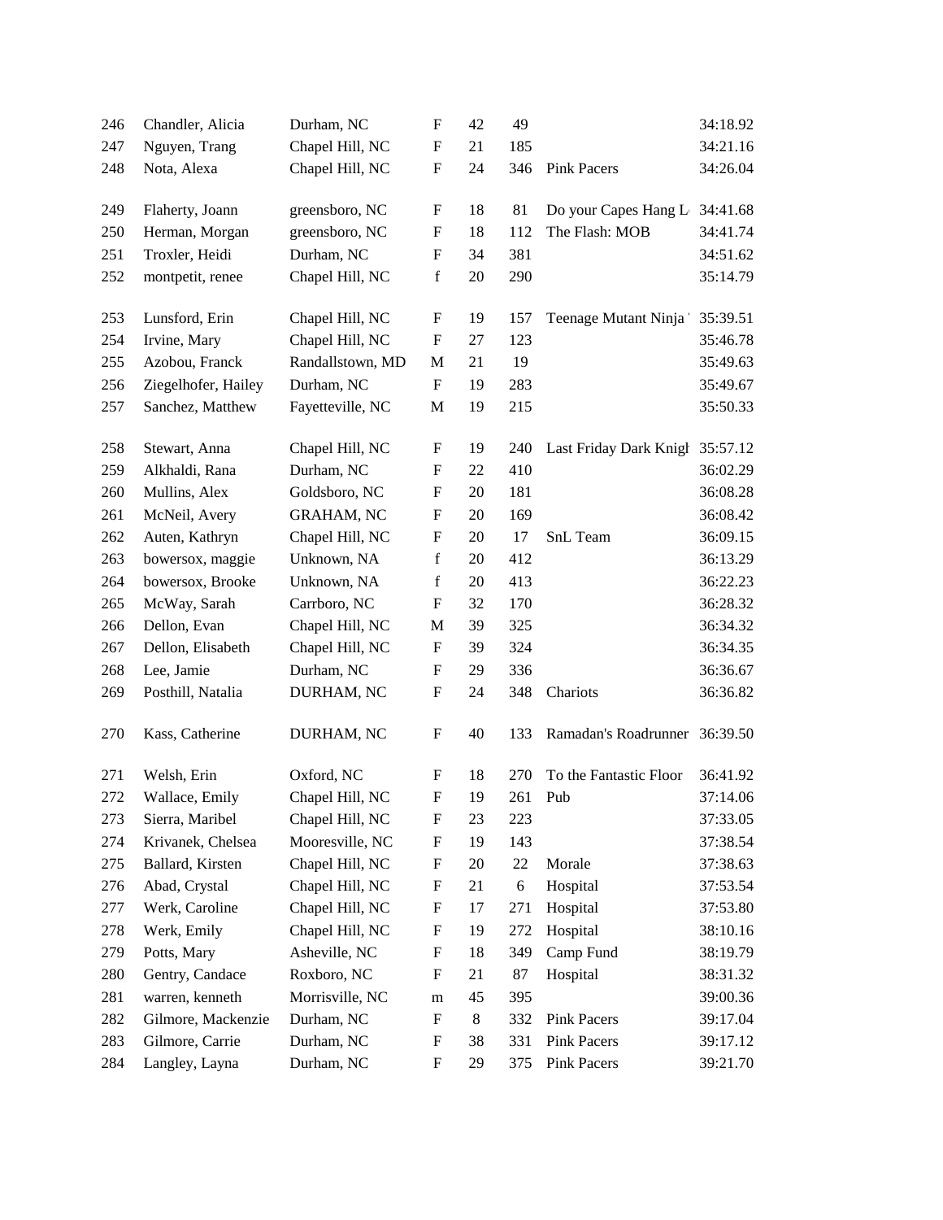| | | | | | | | |
|---|---|---|---|---|---|---|---|
| 246 | Chandler, Alicia | Durham, NC | F | 42 | 49 | | 34:18.92 |
| 247 | Nguyen, Trang | Chapel Hill, NC | F | 21 | 185 | | 34:21.16 |
| 248 | Nota, Alexa | Chapel Hill, NC | F | 24 | 346 | Pink Pacers | 34:26.04 |
| 249 | Flaherty, Joann | greensboro, NC | F | 18 | 81 | Do your Capes Hang L | 34:41.68 |
| 250 | Herman, Morgan | greensboro, NC | F | 18 | 112 | The Flash: MOB | 34:41.74 |
| 251 | Troxler, Heidi | Durham, NC | F | 34 | 381 | | 34:51.62 |
| 252 | montpetit, renee | Chapel Hill, NC | f | 20 | 290 | | 35:14.79 |
| 253 | Lunsford, Erin | Chapel Hill, NC | F | 19 | 157 | Teenage Mutant Ninja | 35:39.51 |
| 254 | Irvine, Mary | Chapel Hill, NC | F | 27 | 123 | | 35:46.78 |
| 255 | Azobou, Franck | Randallstown, MD | M | 21 | 19 | | 35:49.63 |
| 256 | Ziegelhofer, Hailey | Durham, NC | F | 19 | 283 | | 35:49.67 |
| 257 | Sanchez, Matthew | Fayetteville, NC | M | 19 | 215 | | 35:50.33 |
| 258 | Stewart, Anna | Chapel Hill, NC | F | 19 | 240 | Last Friday Dark Knigh | 35:57.12 |
| 259 | Alkhaldi, Rana | Durham, NC | F | 22 | 410 | | 36:02.29 |
| 260 | Mullins, Alex | Goldsboro, NC | F | 20 | 181 | | 36:08.28 |
| 261 | McNeil, Avery | GRAHAM, NC | F | 20 | 169 | | 36:08.42 |
| 262 | Auten, Kathryn | Chapel Hill, NC | F | 20 | 17 | SnL Team | 36:09.15 |
| 263 | bowersox, maggie | Unknown, NA | f | 20 | 412 | | 36:13.29 |
| 264 | bowersox, Brooke | Unknown, NA | f | 20 | 413 | | 36:22.23 |
| 265 | McWay, Sarah | Carrboro, NC | F | 32 | 170 | | 36:28.32 |
| 266 | Dellon, Evan | Chapel Hill, NC | M | 39 | 325 | | 36:34.32 |
| 267 | Dellon, Elisabeth | Chapel Hill, NC | F | 39 | 324 | | 36:34.35 |
| 268 | Lee, Jamie | Durham, NC | F | 29 | 336 | | 36:36.67 |
| 269 | Posthill, Natalia | DURHAM, NC | F | 24 | 348 | Chariots | 36:36.82 |
| 270 | Kass, Catherine | DURHAM, NC | F | 40 | 133 | Ramadan's Roadrunner | 36:39.50 |
| 271 | Welsh, Erin | Oxford, NC | F | 18 | 270 | To the Fantastic Floor | 36:41.92 |
| 272 | Wallace, Emily | Chapel Hill, NC | F | 19 | 261 | Pub | 37:14.06 |
| 273 | Sierra, Maribel | Chapel Hill, NC | F | 23 | 223 | | 37:33.05 |
| 274 | Krivanek, Chelsea | Mooresville, NC | F | 19 | 143 | | 37:38.54 |
| 275 | Ballard, Kirsten | Chapel Hill, NC | F | 20 | 22 | Morale | 37:38.63 |
| 276 | Abad, Crystal | Chapel Hill, NC | F | 21 | 6 | Hospital | 37:53.54 |
| 277 | Werk, Caroline | Chapel Hill, NC | F | 17 | 271 | Hospital | 37:53.80 |
| 278 | Werk, Emily | Chapel Hill, NC | F | 19 | 272 | Hospital | 38:10.16 |
| 279 | Potts, Mary | Asheville, NC | F | 18 | 349 | Camp Fund | 38:19.79 |
| 280 | Gentry, Candace | Roxboro, NC | F | 21 | 87 | Hospital | 38:31.32 |
| 281 | warren, kenneth | Morrisville, NC | m | 45 | 395 | | 39:00.36 |
| 282 | Gilmore, Mackenzie | Durham, NC | F | 8 | 332 | Pink Pacers | 39:17.04 |
| 283 | Gilmore, Carrie | Durham, NC | F | 38 | 331 | Pink Pacers | 39:17.12 |
| 284 | Langley, Layna | Durham, NC | F | 29 | 375 | Pink Pacers | 39:21.70 |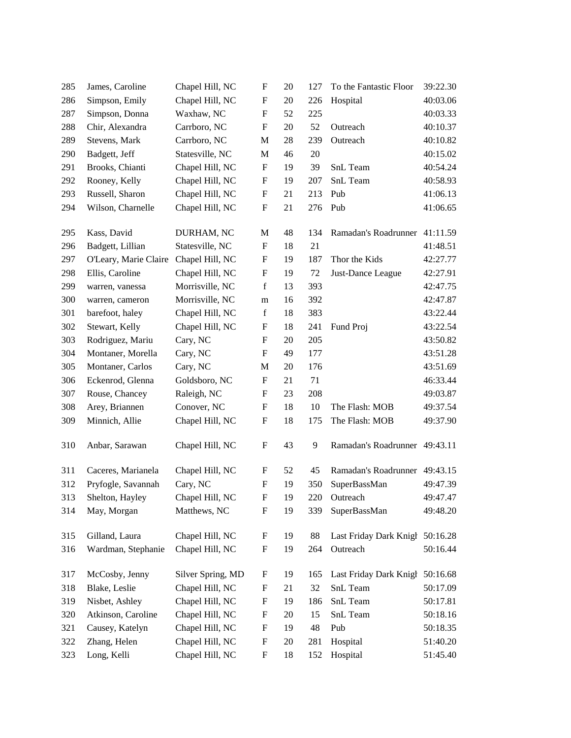| | | | | | | | |
|---|---|---|---|---|---|---|---|
| 285 | James, Caroline | Chapel Hill, NC | F | 20 | 127 | To the Fantastic Floor | 39:22.30 |
| 286 | Simpson, Emily | Chapel Hill, NC | F | 20 | 226 | Hospital | 40:03.06 |
| 287 | Simpson, Donna | Waxhaw, NC | F | 52 | 225 | | 40:03.33 |
| 288 | Chir, Alexandra | Carrboro, NC | F | 20 | 52 | Outreach | 40:10.37 |
| 289 | Stevens, Mark | Carrboro, NC | M | 28 | 239 | Outreach | 40:10.82 |
| 290 | Badgett, Jeff | Statesville, NC | M | 46 | 20 | | 40:15.02 |
| 291 | Brooks, Chianti | Chapel Hill, NC | F | 19 | 39 | SnL Team | 40:54.24 |
| 292 | Rooney, Kelly | Chapel Hill, NC | F | 19 | 207 | SnL Team | 40:58.93 |
| 293 | Russell, Sharon | Chapel Hill, NC | F | 21 | 213 | Pub | 41:06.13 |
| 294 | Wilson, Charnelle | Chapel Hill, NC | F | 21 | 276 | Pub | 41:06.65 |
| 295 | Kass, David | DURHAM, NC | M | 48 | 134 | Ramadan's Roadrunner | 41:11.59 |
| 296 | Badgett, Lillian | Statesville, NC | F | 18 | 21 | | 41:48.51 |
| 297 | O'Leary, Marie Claire | Chapel Hill, NC | F | 19 | 187 | Thor the Kids | 42:27.77 |
| 298 | Ellis, Caroline | Chapel Hill, NC | F | 19 | 72 | Just-Dance League | 42:27.91 |
| 299 | warren, vanessa | Morrisville, NC | f | 13 | 393 | | 42:47.75 |
| 300 | warren, cameron | Morrisville, NC | m | 16 | 392 | | 42:47.87 |
| 301 | barefoot, haley | Chapel Hill, NC | f | 18 | 383 | | 43:22.44 |
| 302 | Stewart, Kelly | Chapel Hill, NC | F | 18 | 241 | Fund Proj | 43:22.54 |
| 303 | Rodriguez, Mariu | Cary, NC | F | 20 | 205 | | 43:50.82 |
| 304 | Montaner, Morella | Cary, NC | F | 49 | 177 | | 43:51.28 |
| 305 | Montaner, Carlos | Cary, NC | M | 20 | 176 | | 43:51.69 |
| 306 | Eckenrod, Glenna | Goldsboro, NC | F | 21 | 71 | | 46:33.44 |
| 307 | Rouse, Chancey | Raleigh, NC | F | 23 | 208 | | 49:03.87 |
| 308 | Arey, Briannen | Conover, NC | F | 18 | 10 | The Flash: MOB | 49:37.54 |
| 309 | Minnich, Allie | Chapel Hill, NC | F | 18 | 175 | The Flash: MOB | 49:37.90 |
| 310 | Anbar, Sarawan | Chapel Hill, NC | F | 43 | 9 | Ramadan's Roadrunner | 49:43.11 |
| 311 | Caceres, Marianela | Chapel Hill, NC | F | 52 | 45 | Ramadan's Roadrunner | 49:43.15 |
| 312 | Pryfogle, Savannah | Cary, NC | F | 19 | 350 | SuperBassMan | 49:47.39 |
| 313 | Shelton, Hayley | Chapel Hill, NC | F | 19 | 220 | Outreach | 49:47.47 |
| 314 | May, Morgan | Matthews, NC | F | 19 | 339 | SuperBassMan | 49:48.20 |
| 315 | Gilland, Laura | Chapel Hill, NC | F | 19 | 88 | Last Friday Dark Knigh | 50:16.28 |
| 316 | Wardman, Stephanie | Chapel Hill, NC | F | 19 | 264 | Outreach | 50:16.44 |
| 317 | McCosby, Jenny | Silver Spring, MD | F | 19 | 165 | Last Friday Dark Knigh | 50:16.68 |
| 318 | Blake, Leslie | Chapel Hill, NC | F | 21 | 32 | SnL Team | 50:17.09 |
| 319 | Nisbet, Ashley | Chapel Hill, NC | F | 19 | 186 | SnL Team | 50:17.81 |
| 320 | Atkinson, Caroline | Chapel Hill, NC | F | 20 | 15 | SnL Team | 50:18.16 |
| 321 | Causey, Katelyn | Chapel Hill, NC | F | 19 | 48 | Pub | 50:18.35 |
| 322 | Zhang, Helen | Chapel Hill, NC | F | 20 | 281 | Hospital | 51:40.20 |
| 323 | Long, Kelli | Chapel Hill, NC | F | 18 | 152 | Hospital | 51:45.40 |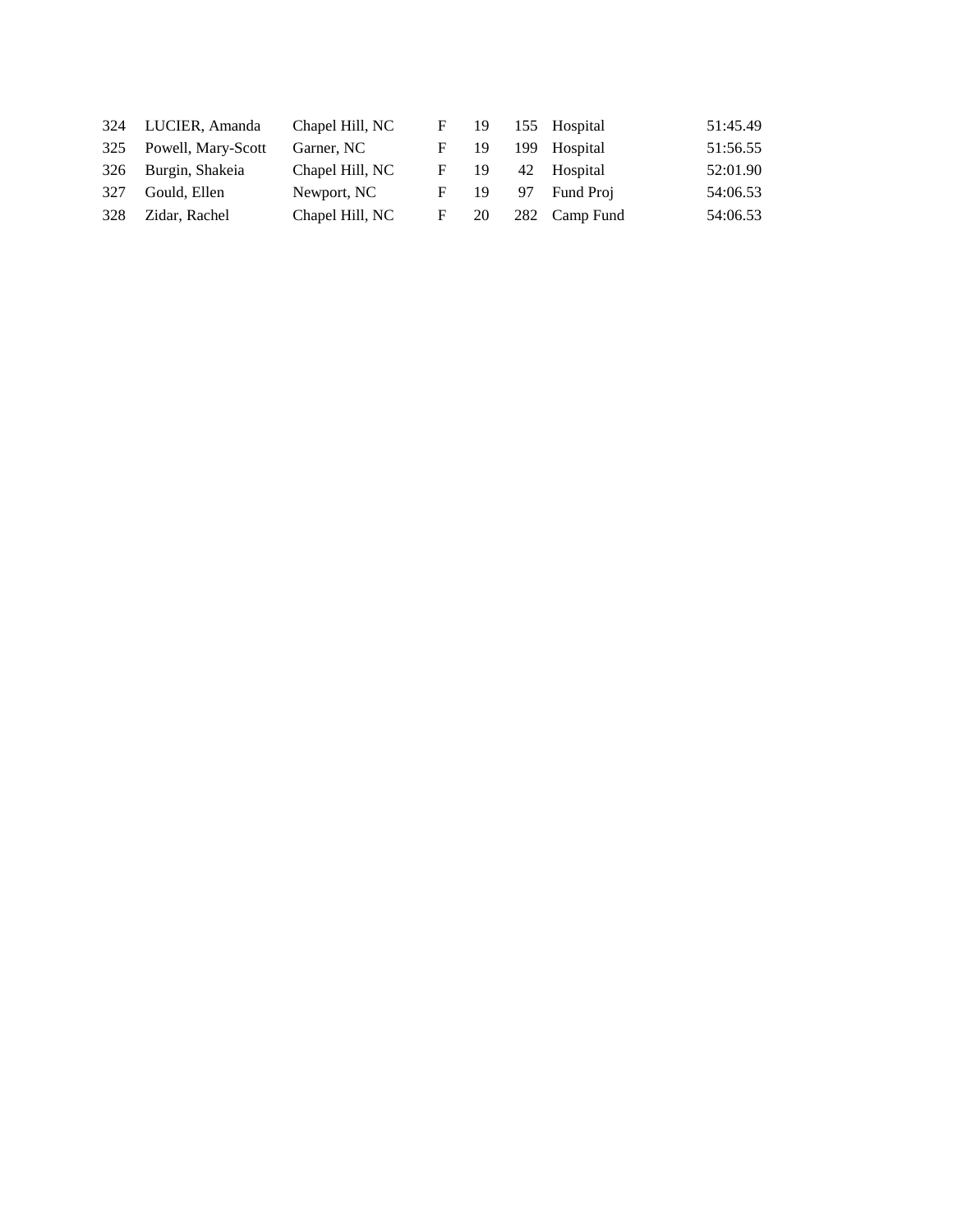| | | | | | | | |
|---|---|---|---|---|---|---|---|
| 324 | LUCIER, Amanda | Chapel Hill, NC | F | 19 | 155 | Hospital | 51:45.49 |
| 325 | Powell, Mary-Scott | Garner, NC | F | 19 | 199 | Hospital | 51:56.55 |
| 326 | Burgin, Shakeia | Chapel Hill, NC | F | 19 | 42 | Hospital | 52:01.90 |
| 327 | Gould, Ellen | Newport, NC | F | 19 | 97 | Fund Proj | 54:06.53 |
| 328 | Zidar, Rachel | Chapel Hill, NC | F | 20 | 282 | Camp Fund | 54:06.53 |